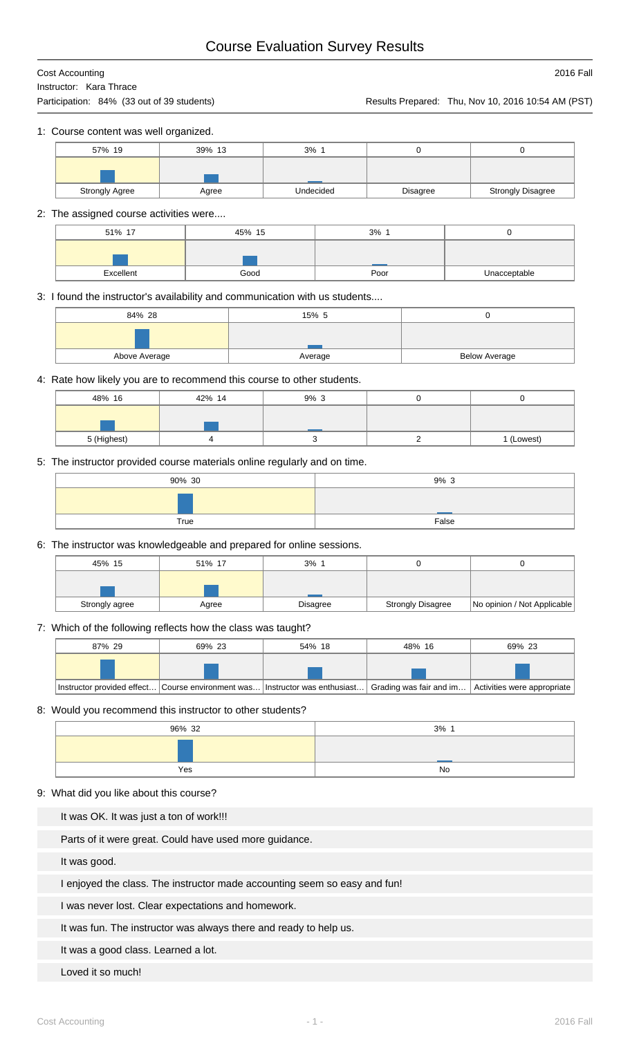# Course Evaluation Survey Results

Cost Accounting

2016 Fall

Instructor: Kara Thrace

Participation: 84% (33 out of 39 students)

Results Prepared: Thu, Nov 10, 2016 10:54 AM (PST)

### 1: Course content was well organized.

| Strongly Agree | Agree | Undecided | Disagree | Strongly Disagree |
|---|---|---|---|---|
| 57% 19 | 39% 13 | 3% 1 | 0 | 0 |

### 2: The assigned course activities were....

| Excellent | Good | Poor | Unacceptable |
|---|---|---|---|
| 51% 17 | 45% 15 | 3% 1 | 0 |

### 3: I found the instructor's availability and communication with us students....

| Above Average | Average | Below Average |
|---|---|---|
| 84% 28 | 15% 5 | 0 |

### 4: Rate how likely you are to recommend this course to other students.

| 5 (Highest) | 4 | 3 | 2 | 1 (Lowest) |
|---|---|---|---|---|
| 48% 16 | 42% 14 | 9% 3 | 0 | 0 |

### 5: The instructor provided course materials online regularly and on time.

| True | False |
|---|---|
| 90% 30 | 9% 3 |

### 6: The instructor was knowledgeable and prepared for online sessions.

| Strongly agree | Agree | Disagree | Strongly Disagree | No opinion / Not Applicable |
|---|---|---|---|---|
| 45% 15 | 51% 17 | 3% 1 | 0 | 0 |

### 7: Which of the following reflects how the class was taught?

| Instructor provided effect… | Course environment was… | Instructor was enthusiast… | Grading was fair and im… | Activities were appropriate |
|---|---|---|---|---|
| 87% 29 | 69% 23 | 54% 18 | 48% 16 | 69% 23 |

### 8: Would you recommend this instructor to other students?

| Yes | No |
|---|---|
| 96% 32 | 3% 1 |

### 9: What did you like about this course?

- It was OK. It was just a ton of work!!!
- Parts of it were great. Could have used more guidance.
- It was good.
- I enjoyed the class. The instructor made accounting seem so easy and fun!
- I was never lost. Clear expectations and homework.
- It was fun. The instructor was always there and ready to help us.
- It was a good class. Learned a lot.
- Loved it so much!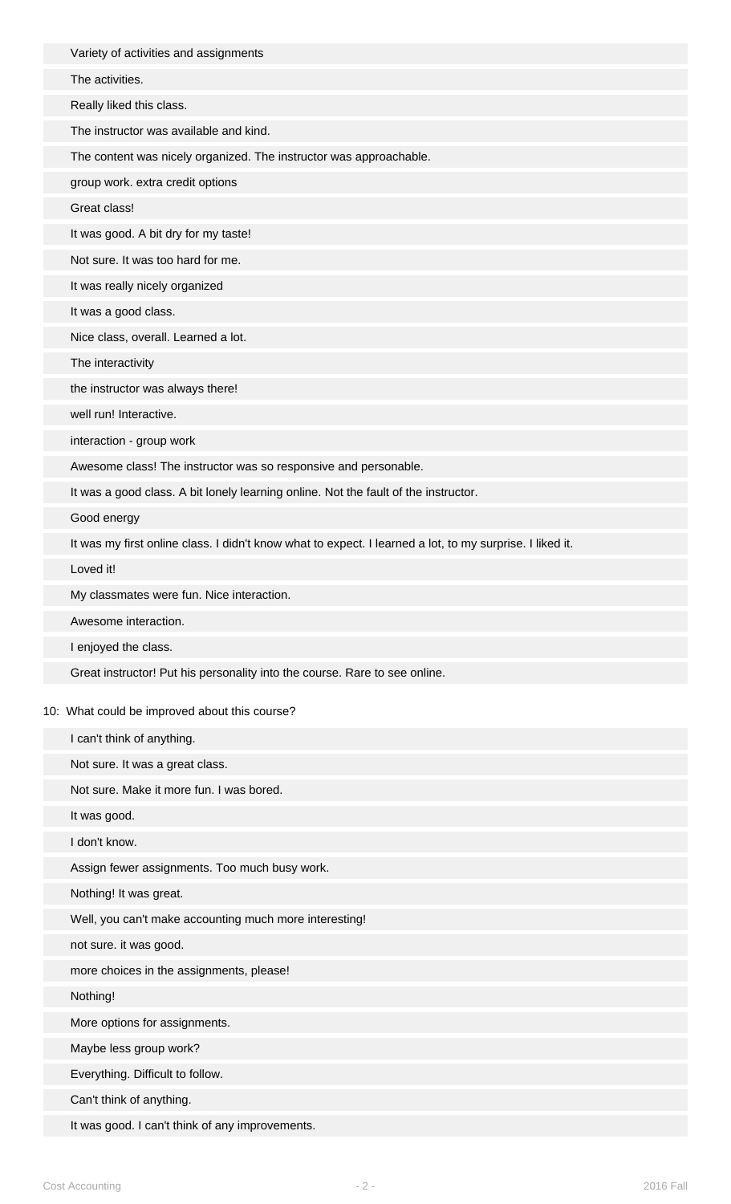Variety of activities and assignments

The activities.

Really liked this class.

The instructor was available and kind.

The content was nicely organized. The instructor was approachable.

group work. extra credit options

Great class!

It was good. A bit dry for my taste!

Not sure. It was too hard for me.

It was really nicely organized

It was a good class.

Nice class, overall. Learned a lot.

The interactivity

the instructor was always there!

well run! Interactive.

interaction - group work

Awesome class! The instructor was so responsive and personable.

It was a good class. A bit lonely learning online. Not the fault of the instructor.

Good energy

It was my first online class. I didn't know what to expect. I learned a lot, to my surprise. I liked it.

Loved it!

My classmates were fun. Nice interaction.

Awesome interaction.

I enjoyed the class.

Great instructor! Put his personality into the course. Rare to see online.

10: What could be improved about this course?

I can't think of anything.

Not sure. It was a great class.

Not sure. Make it more fun. I was bored.

It was good.

I don't know.

Assign fewer assignments. Too much busy work.

Nothing! It was great.

Well, you can't make accounting much more interesting!

not sure. it was good.

more choices in the assignments, please!

Nothing!

More options for assignments.

Maybe less group work?

Everything. Difficult to follow.

Can't think of anything.

It was good. I can't think of any improvements.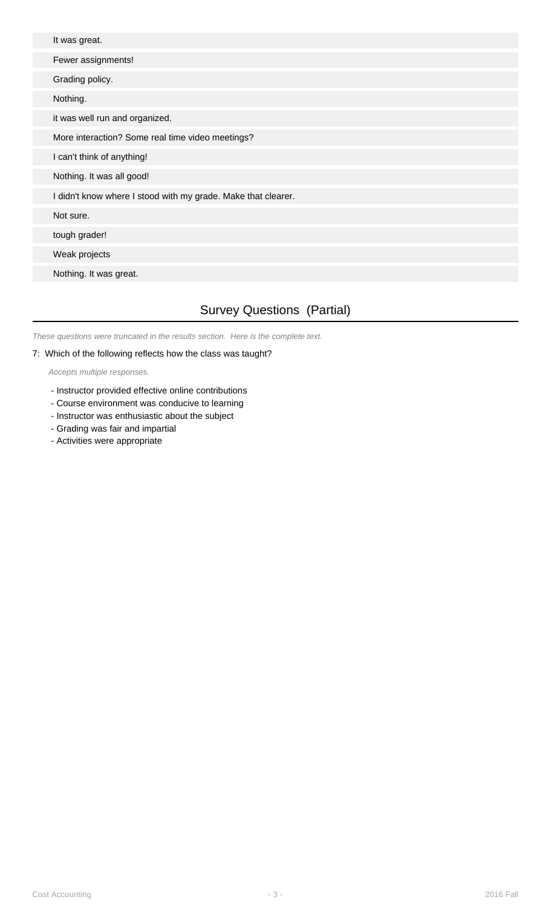It was great.

Fewer assignments!

Grading policy.

Nothing.

it was well run and organized.

More interaction? Some real time video meetings?

I can't think of anything!

Nothing. It was all good!

I didn't know where I stood with my grade. Make that clearer.

Not sure.

tough grader!

Weak projects

Nothing. It was great.

## Survey Questions (Partial)

*These questions were truncated in the results section. Here is the complete text.*

7: Which of the following reflects how the class was taught?

*Accepts multiple responses.*

- Instructor provided effective online contributions
- Course environment was conducive to learning
- Instructor was enthusiastic about the subject
- Grading was fair and impartial
- Activities were appropriate